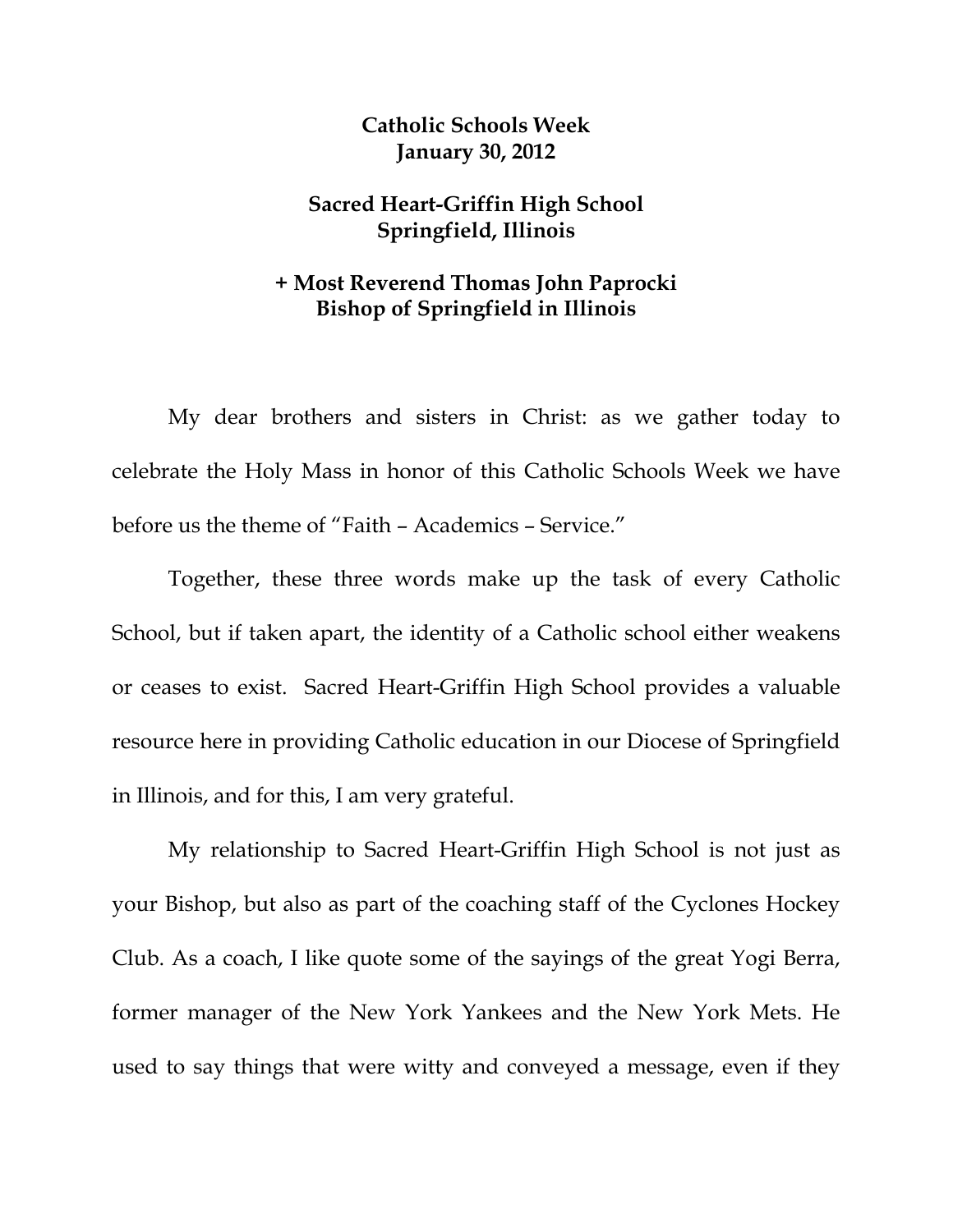**Catholic Schools Week**
**January 30, 2012**

**Sacred Heart-Griffin High School**
**Springfield, Illinois**

**+ Most Reverend Thomas John Paprocki**
**Bishop of Springfield in Illinois**

My dear brothers and sisters in Christ: as we gather today to celebrate the Holy Mass in honor of this Catholic Schools Week we have before us the theme of "Faith – Academics – Service."

Together, these three words make up the task of every Catholic School, but if taken apart, the identity of a Catholic school either weakens or ceases to exist. Sacred Heart-Griffin High School provides a valuable resource here in providing Catholic education in our Diocese of Springfield in Illinois, and for this, I am very grateful.

My relationship to Sacred Heart-Griffin High School is not just as your Bishop, but also as part of the coaching staff of the Cyclones Hockey Club. As a coach, I like quote some of the sayings of the great Yogi Berra, former manager of the New York Yankees and the New York Mets. He used to say things that were witty and conveyed a message, even if they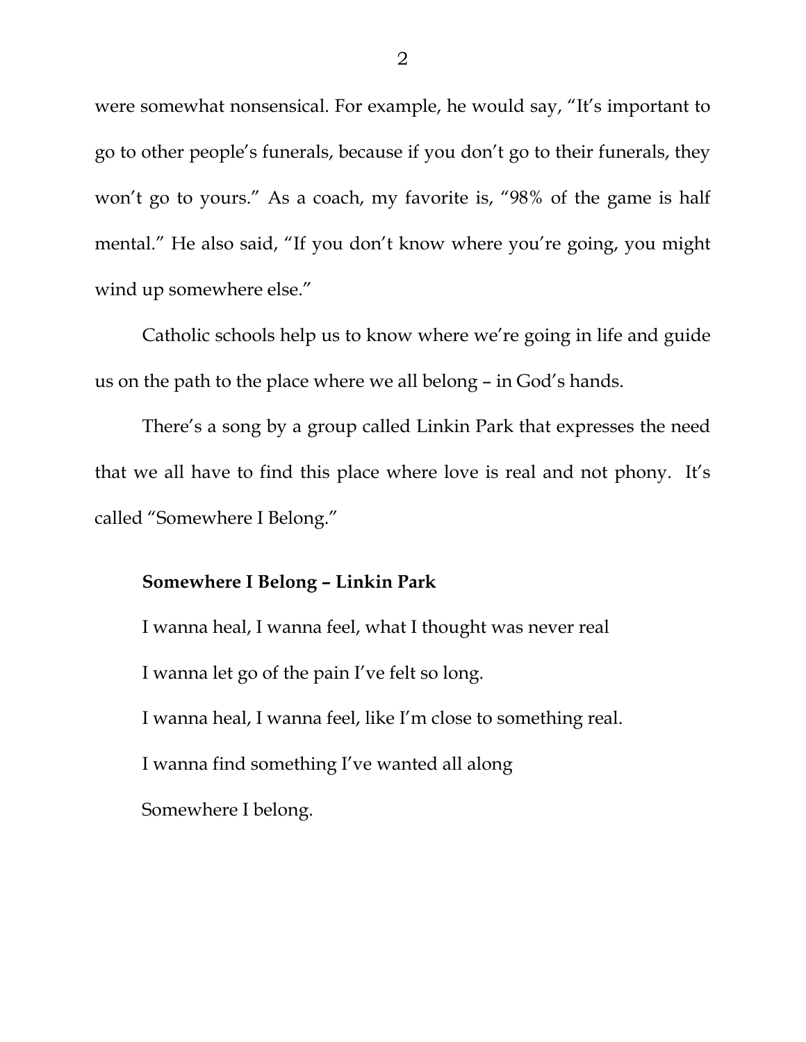were somewhat nonsensical. For example, he would say, "It's important to go to other people's funerals, because if you don't go to their funerals, they won't go to yours." As a coach, my favorite is, "98% of the game is half mental." He also said, "If you don't know where you're going, you might wind up somewhere else."

Catholic schools help us to know where we're going in life and guide us on the path to the place where we all belong – in God's hands.

There's a song by a group called Linkin Park that expresses the need that we all have to find this place where love is real and not phony. It's called "Somewhere I Belong."

**Somewhere I Belong – Linkin Park**

I wanna heal, I wanna feel, what I thought was never real

I wanna let go of the pain I've felt so long.

I wanna heal, I wanna feel, like I'm close to something real.

I wanna find something I've wanted all along

Somewhere I belong.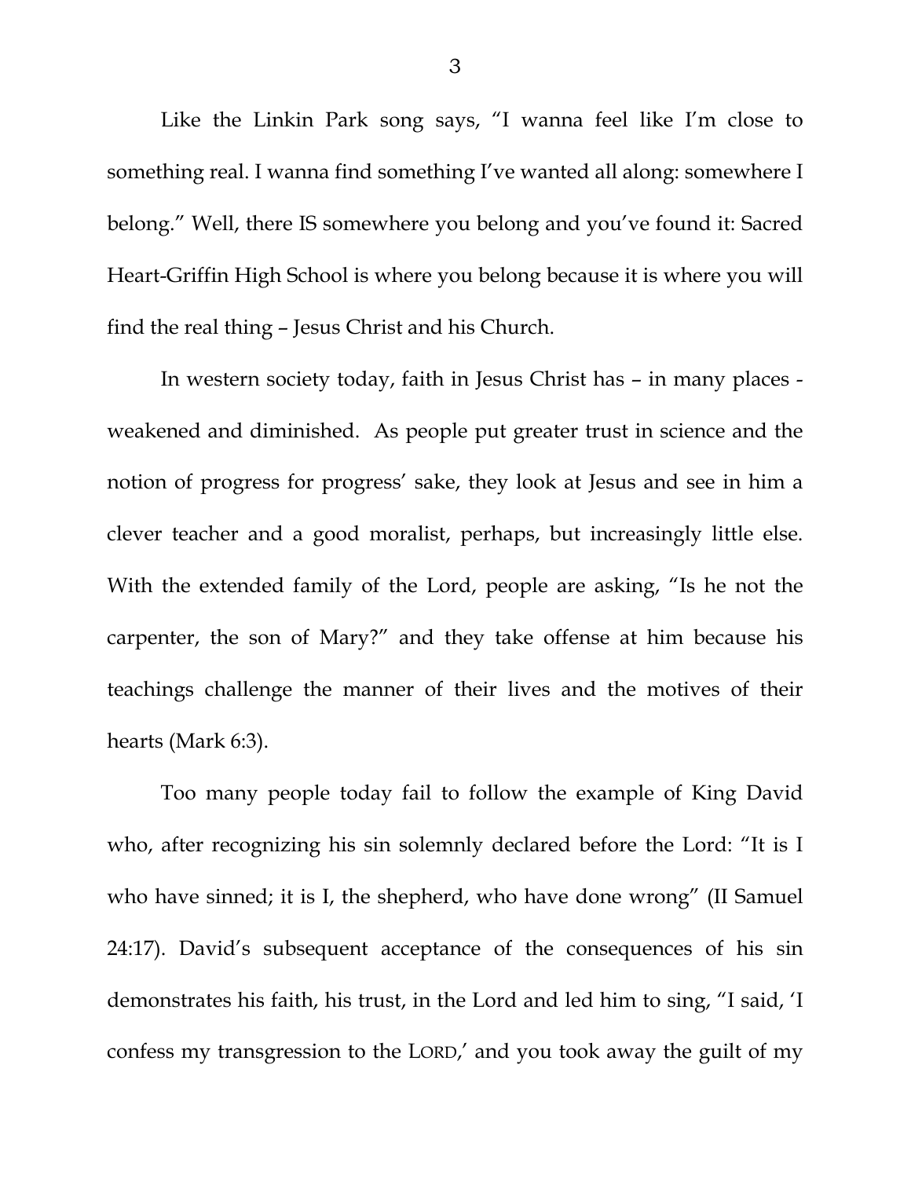Like the Linkin Park song says, "I wanna feel like I'm close to something real. I wanna find something I've wanted all along: somewhere I belong." Well, there IS somewhere you belong and you've found it: Sacred Heart-Griffin High School is where you belong because it is where you will find the real thing – Jesus Christ and his Church.

In western society today, faith in Jesus Christ has – in many places - weakened and diminished. As people put greater trust in science and the notion of progress for progress' sake, they look at Jesus and see in him a clever teacher and a good moralist, perhaps, but increasingly little else. With the extended family of the Lord, people are asking, "Is he not the carpenter, the son of Mary?" and they take offense at him because his teachings challenge the manner of their lives and the motives of their hearts (Mark 6:3).

Too many people today fail to follow the example of King David who, after recognizing his sin solemnly declared before the Lord: "It is I who have sinned; it is I, the shepherd, who have done wrong" (II Samuel 24:17). David's subsequent acceptance of the consequences of his sin demonstrates his faith, his trust, in the Lord and led him to sing, "I said, 'I confess my transgression to the LORD,' and you took away the guilt of my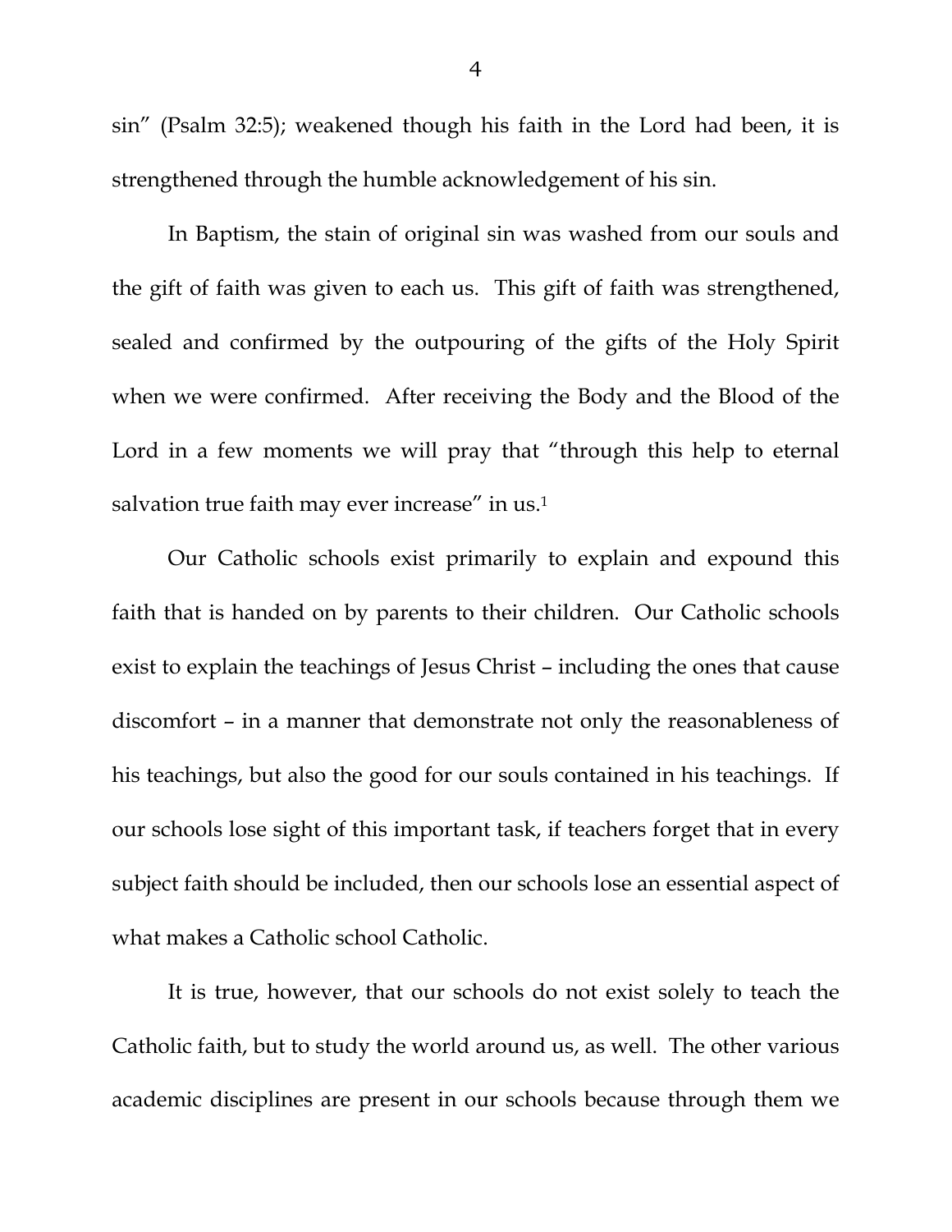sin" (Psalm 32:5); weakened though his faith in the Lord had been, it is strengthened through the humble acknowledgement of his sin.

In Baptism, the stain of original sin was washed from our souls and the gift of faith was given to each us. This gift of faith was strengthened, sealed and confirmed by the outpouring of the gifts of the Holy Spirit when we were confirmed. After receiving the Body and the Blood of the Lord in a few moments we will pray that "through this help to eternal salvation true faith may ever increase" in us.[1]

Our Catholic schools exist primarily to explain and expound this faith that is handed on by parents to their children. Our Catholic schools exist to explain the teachings of Jesus Christ – including the ones that cause discomfort – in a manner that demonstrate not only the reasonableness of his teachings, but also the good for our souls contained in his teachings. If our schools lose sight of this important task, if teachers forget that in every subject faith should be included, then our schools lose an essential aspect of what makes a Catholic school Catholic.

It is true, however, that our schools do not exist solely to teach the Catholic faith, but to study the world around us, as well. The other various academic disciplines are present in our schools because through them we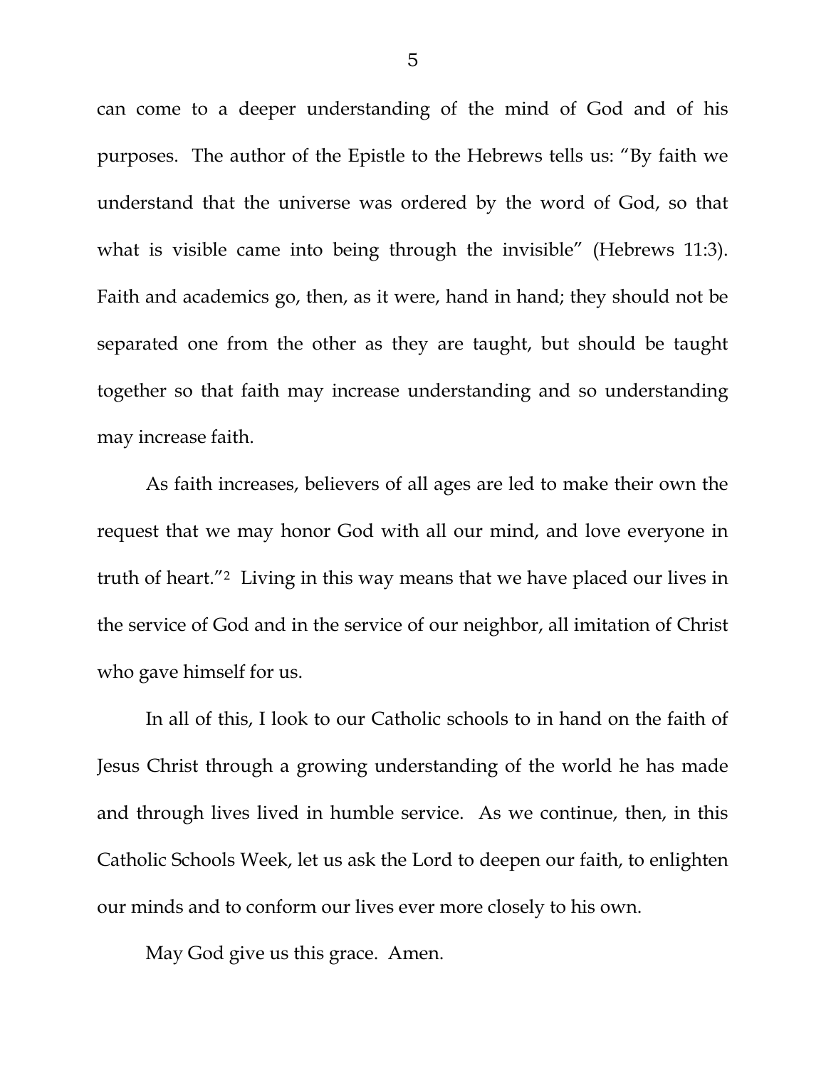can come to a deeper understanding of the mind of God and of his purposes. The author of the Epistle to the Hebrews tells us: "By faith we understand that the universe was ordered by the word of God, so that what is visible came into being through the invisible" (Hebrews 11:3). Faith and academics go, then, as it were, hand in hand; they should not be separated one from the other as they are taught, but should be taught together so that faith may increase understanding and so understanding may increase faith.

As faith increases, believers of all ages are led to make their own the request that we may honor God with all our mind, and love everyone in truth of heart."[2] Living in this way means that we have placed our lives in the service of God and in the service of our neighbor, all imitation of Christ who gave himself for us.

In all of this, I look to our Catholic schools to in hand on the faith of Jesus Christ through a growing understanding of the world he has made and through lives lived in humble service. As we continue, then, in this Catholic Schools Week, let us ask the Lord to deepen our faith, to enlighten our minds and to conform our lives ever more closely to his own.

May God give us this grace. Amen.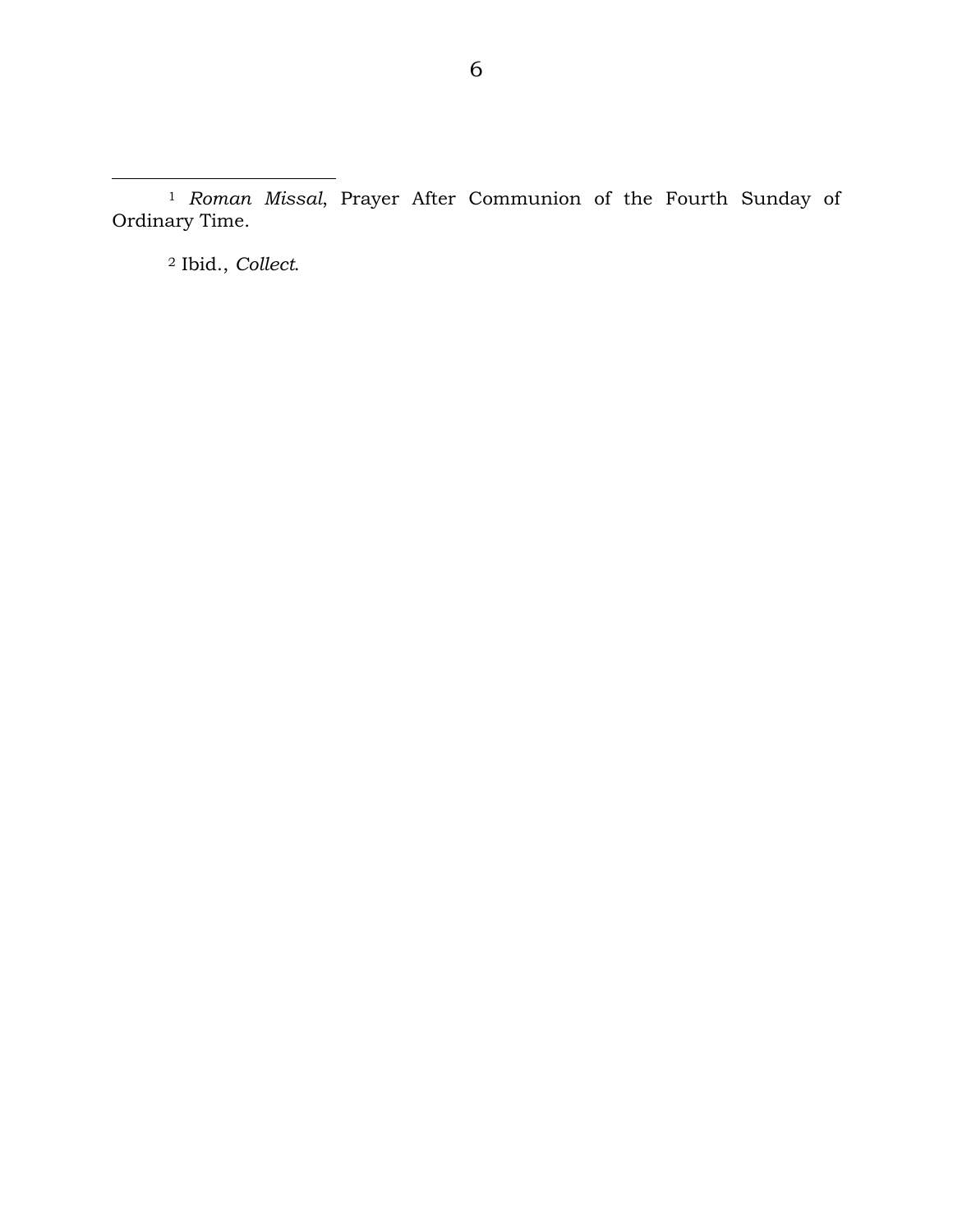[1] *Roman Missal*, Prayer After Communion of the Fourth Sunday of Ordinary Time.

[2] Ibid., *Collect*.